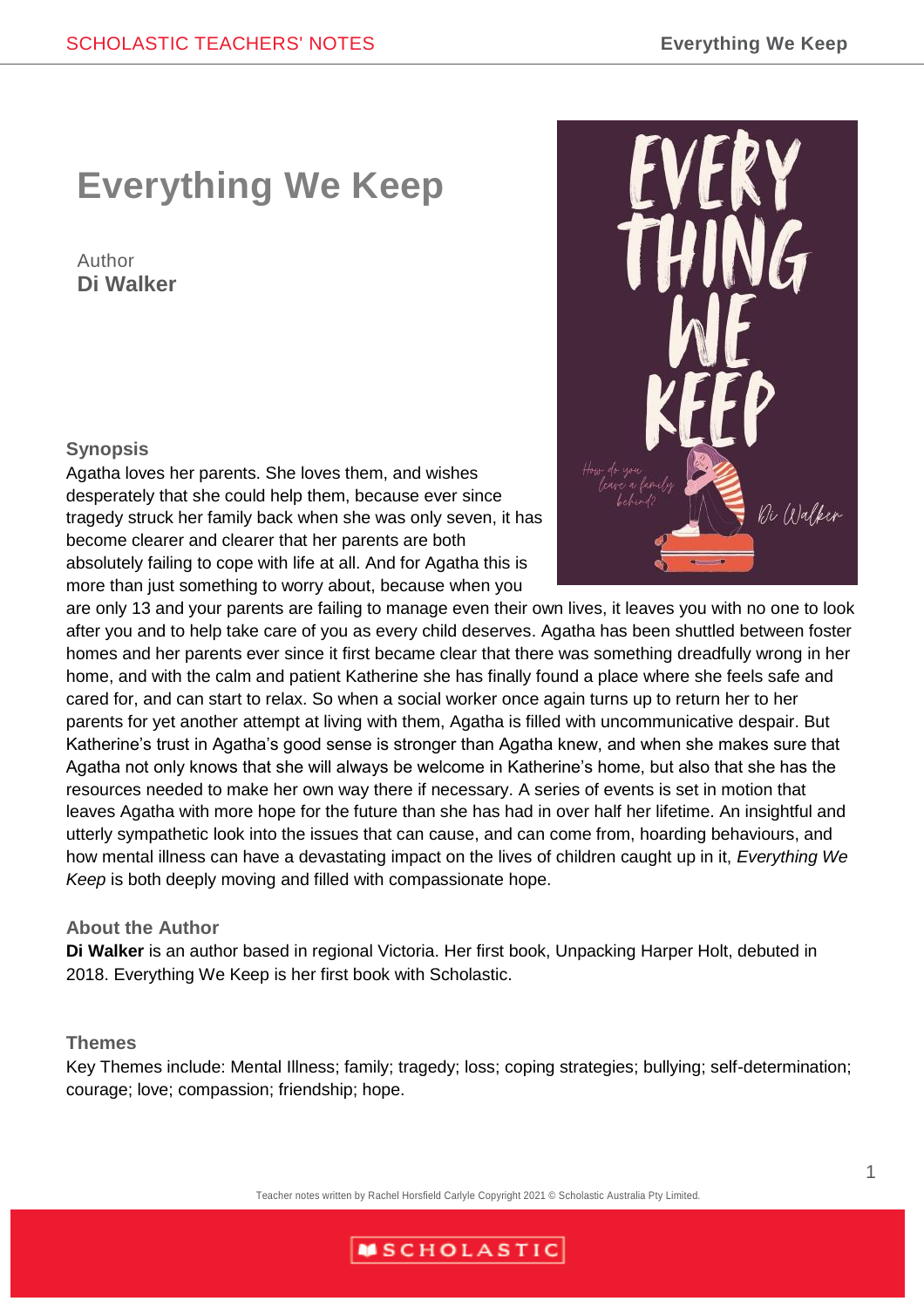# Everything We Keep

Author
**Di Walker**

## Synopsis

Agatha loves her parents. She loves them, and wishes desperately that she could help them, because ever since tragedy struck her family back when she was only seven, it has become clearer and clearer that her parents are both absolutely failing to cope with life at all. And for Agatha this is more than just something to worry about, because when you are only 13 and your parents are failing to manage even their own lives, it leaves you with no one to look after you and to help take care of you as every child deserves. Agatha has been shuttled between foster homes and her parents ever since it first became clear that there was something dreadfully wrong in her home, and with the calm and patient Katherine she has finally found a place where she feels safe and cared for, and can start to relax. So when a social worker once again turns up to return her to her parents for yet another attempt at living with them, Agatha is filled with uncommunicative despair. But Katherine's trust in Agatha's good sense is stronger than Agatha knew, and when she makes sure that Agatha not only knows that she will always be welcome in Katherine's home, but also that she has the resources needed to make her own way there if necessary. A series of events is set in motion that leaves Agatha with more hope for the future than she has had in over half her lifetime. An insightful and utterly sympathetic look into the issues that can cause, and can come from, hoarding behaviours, and how mental illness can have a devastating impact on the lives of children caught up in it, *Everything We Keep* is both deeply moving and filled with compassionate hope.

## About the Author

**Di Walker** is an author based in regional Victoria. Her first book, Unpacking Harper Holt, debuted in 2018. Everything We Keep is her first book with Scholastic.

## Themes

Key Themes include: Mental Illness; family; tragedy; loss; coping strategies; bullying; self-determination; courage; love; compassion; friendship; hope.

Teacher notes written by Rachel Horsfield Carlyle Copyright 2021 © Scholastic Australia Pty Limited.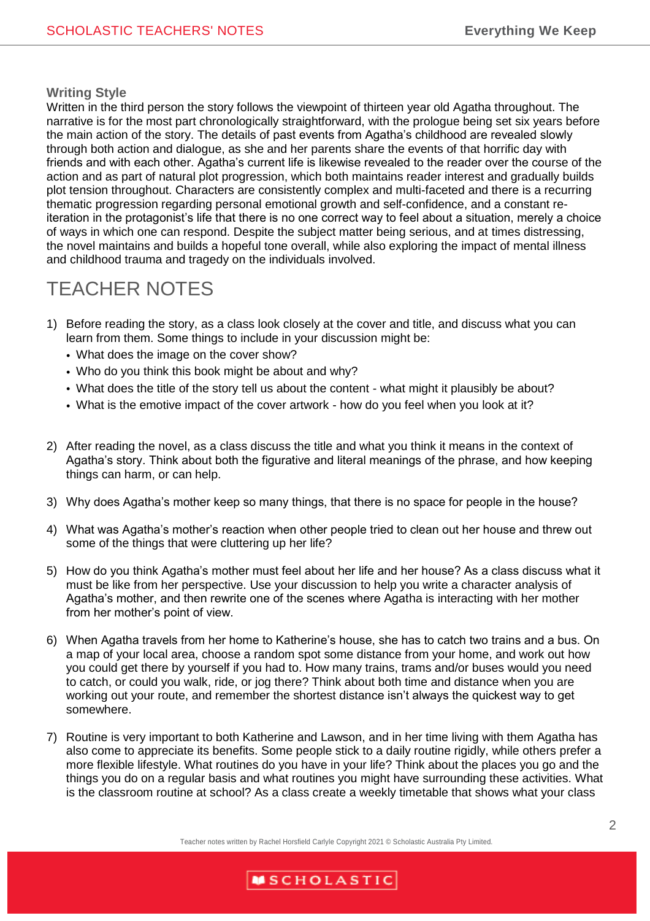### Writing Style

Written in the third person the story follows the viewpoint of thirteen year old Agatha throughout. The narrative is for the most part chronologically straightforward, with the prologue being set six years before the main action of the story. The details of past events from Agatha's childhood are revealed slowly through both action and dialogue, as she and her parents share the events of that horrific day with friends and with each other. Agatha's current life is likewise revealed to the reader over the course of the action and as part of natural plot progression, which both maintains reader interest and gradually builds plot tension throughout. Characters are consistently complex and multi-faceted and there is a recurring thematic progression regarding personal emotional growth and self-confidence, and a constant re-iteration in the protagonist's life that there is no one correct way to feel about a situation, merely a choice of ways in which one can respond. Despite the subject matter being serious, and at times distressing, the novel maintains and builds a hopeful tone overall, while also exploring the impact of mental illness and childhood trauma and tragedy on the individuals involved.

# TEACHER NOTES

1) Before reading the story, as a class look closely at the cover and title, and discuss what you can learn from them. Some things to include in your discussion might be:
   - What does the image on the cover show?
   - Who do you think this book might be about and why?
   - What does the title of the story tell us about the content - what might it plausibly be about?
   - What is the emotive impact of the cover artwork - how do you feel when you look at it?

2) After reading the novel, as a class discuss the title and what you think it means in the context of Agatha's story. Think about both the figurative and literal meanings of the phrase, and how keeping things can harm, or can help.

3) Why does Agatha's mother keep so many things, that there is no space for people in the house?

4) What was Agatha's mother's reaction when other people tried to clean out her house and threw out some of the things that were cluttering up her life?

5) How do you think Agatha's mother must feel about her life and her house? As a class discuss what it must be like from her perspective. Use your discussion to help you write a character analysis of Agatha's mother, and then rewrite one of the scenes where Agatha is interacting with her mother from her mother's point of view.

6) When Agatha travels from her home to Katherine's house, she has to catch two trains and a bus. On a map of your local area, choose a random spot some distance from your home, and work out how you could get there by yourself if you had to. How many trains, trams and/or buses would you need to catch, or could you walk, ride, or jog there? Think about both time and distance when you are working out your route, and remember the shortest distance isn't always the quickest way to get somewhere.

7) Routine is very important to both Katherine and Lawson, and in her time living with them Agatha has also come to appreciate its benefits. Some people stick to a daily routine rigidly, while others prefer a more flexible lifestyle. What routines do you have in your life? Think about the places you go and the things you do on a regular basis and what routines you might have surrounding these activities. What is the classroom routine at school? As a class create a weekly timetable that shows what your class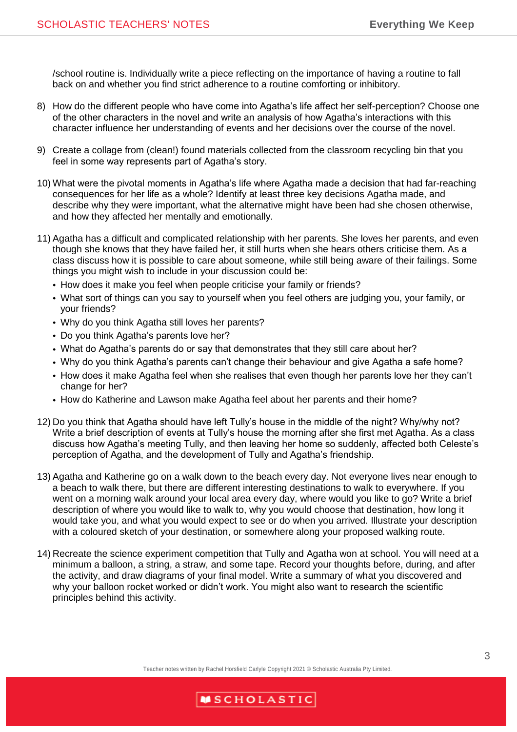/school routine is. Individually write a piece reflecting on the importance of having a routine to fall back on and whether you find strict adherence to a routine comforting or inhibitory.

8) How do the different people who have come into Agatha's life affect her self-perception? Choose one of the other characters in the novel and write an analysis of how Agatha's interactions with this character influence her understanding of events and her decisions over the course of the novel.

9) Create a collage from (clean!) found materials collected from the classroom recycling bin that you feel in some way represents part of Agatha's story.

10) What were the pivotal moments in Agatha's life where Agatha made a decision that had far-reaching consequences for her life as a whole? Identify at least three key decisions Agatha made, and describe why they were important, what the alternative might have been had she chosen otherwise, and how they affected her mentally and emotionally.

11) Agatha has a difficult and complicated relationship with her parents. She loves her parents, and even though she knows that they have failed her, it still hurts when she hears others criticise them. As a class discuss how it is possible to care about someone, while still being aware of their failings. Some things you might wish to include in your discussion could be:
    - How does it make you feel when people criticise your family or friends?
    - What sort of things can you say to yourself when you feel others are judging you, your family, or your friends?
    - Why do you think Agatha still loves her parents?
    - Do you think Agatha's parents love her?
    - What do Agatha's parents do or say that demonstrates that they still care about her?
    - Why do you think Agatha's parents can't change their behaviour and give Agatha a safe home?
    - How does it make Agatha feel when she realises that even though her parents love her they can't change for her?
    - How do Katherine and Lawson make Agatha feel about her parents and their home?

12) Do you think that Agatha should have left Tully's house in the middle of the night? Why/why not? Write a brief description of events at Tully's house the morning after she first met Agatha. As a class discuss how Agatha's meeting Tully, and then leaving her home so suddenly, affected both Celeste's perception of Agatha, and the development of Tully and Agatha's friendship.

13) Agatha and Katherine go on a walk down to the beach every day. Not everyone lives near enough to a beach to walk there, but there are different interesting destinations to walk to everywhere. If you went on a morning walk around your local area every day, where would you like to go? Write a brief description of where you would like to walk to, why you would choose that destination, how long it would take you, and what you would expect to see or do when you arrived. Illustrate your description with a coloured sketch of your destination, or somewhere along your proposed walking route.

14) Recreate the science experiment competition that Tully and Agatha won at school. You will need at a minimum a balloon, a string, a straw, and some tape. Record your thoughts before, during, and after the activity, and draw diagrams of your final model. Write a summary of what you discovered and why your balloon rocket worked or didn't work. You might also want to research the scientific principles behind this activity.

Teacher notes written by Rachel Horsfield Carlyle Copyright 2021 © Scholastic Australia Pty Limited.